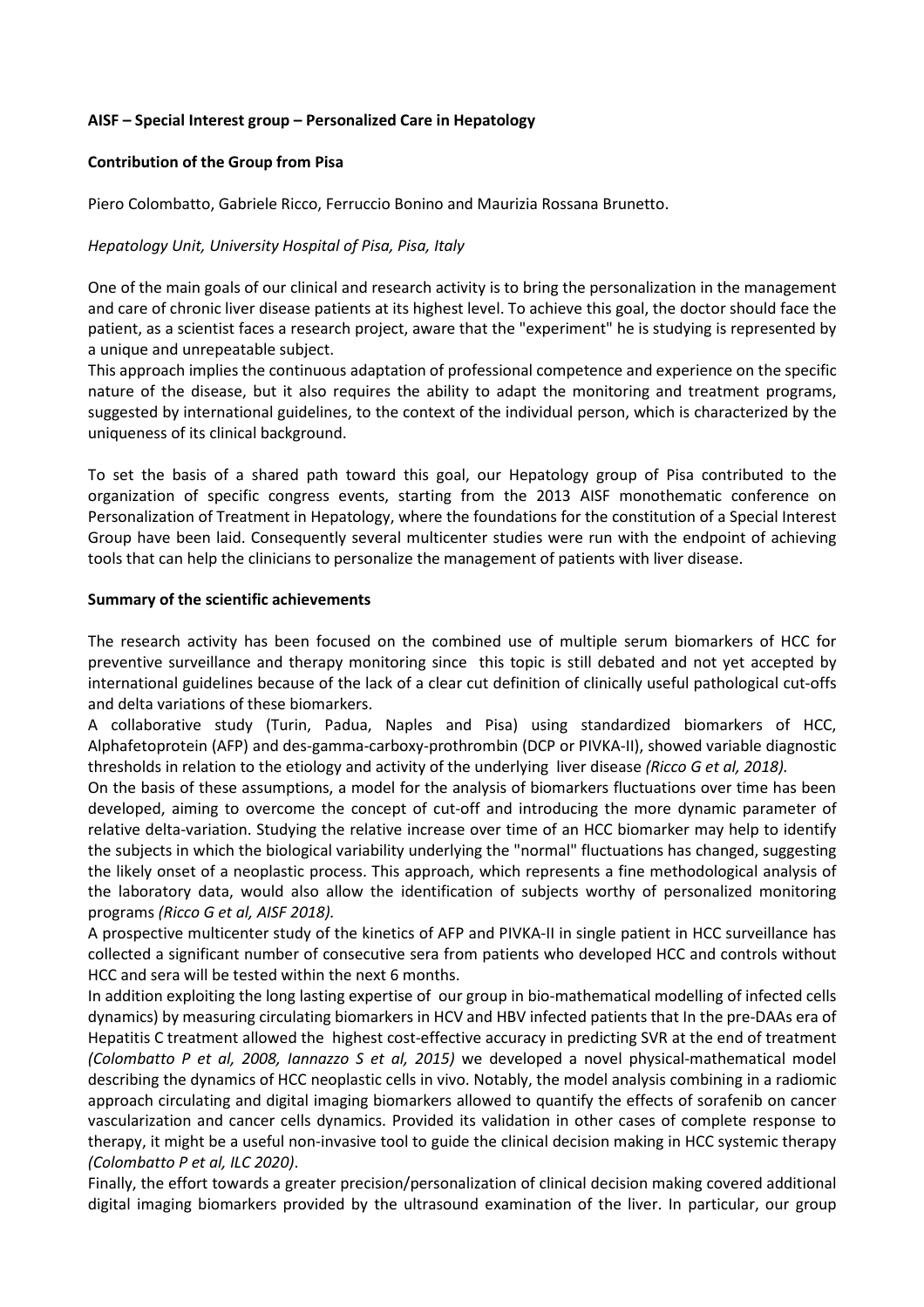**AISF – Special Interest group – Personalized Care in Hepatology**

**Contribution of the Group from Pisa**

Piero Colombatto, Gabriele Ricco, Ferruccio Bonino and Maurizia Rossana Brunetto.

*Hepatology Unit, University Hospital of Pisa, Pisa, Italy*

One of the main goals of our clinical and research activity is to bring the personalization in the management and care of chronic liver disease patients at its highest level. To achieve this goal, the doctor should face the patient, as a scientist faces a research project, aware that the "experiment" he is studying is represented by a unique and unrepeatable subject.
This approach implies the continuous adaptation of professional competence and experience on the specific nature of the disease, but it also requires the ability to adapt the monitoring and treatment programs, suggested by international guidelines, to the context of the individual person, which is characterized by the uniqueness of its clinical background.

To set the basis of a shared path toward this goal, our Hepatology group of Pisa contributed to the organization of specific congress events, starting from the 2013 AISF monothematic conference on Personalization of Treatment in Hepatology, where the foundations for the constitution of a Special Interest Group have been laid. Consequently several multicenter studies were run with the endpoint of achieving tools that can help the clinicians to personalize the management of patients with liver disease.

**Summary of the scientific achievements**

The research activity has been focused on the combined use of multiple serum biomarkers of HCC for preventive surveillance and therapy monitoring since this topic is still debated and not yet accepted by international guidelines because of the lack of a clear cut definition of clinically useful pathological cut-offs and delta variations of these biomarkers.
A collaborative study (Turin, Padua, Naples and Pisa) using standardized biomarkers of HCC, Alphafetoprotein (AFP) and des-gamma-carboxy-prothrombin (DCP or PIVKA-II), showed variable diagnostic thresholds in relation to the etiology and activity of the underlying liver disease *(Ricco G et al, 2018).*
On the basis of these assumptions, a model for the analysis of biomarkers fluctuations over time has been developed, aiming to overcome the concept of cut-off and introducing the more dynamic parameter of relative delta-variation. Studying the relative increase over time of an HCC biomarker may help to identify the subjects in which the biological variability underlying the "normal" fluctuations has changed, suggesting the likely onset of a neoplastic process. This approach, which represents a fine methodological analysis of the laboratory data, would also allow the identification of subjects worthy of personalized monitoring programs *(Ricco G et al, AISF 2018).*
A prospective multicenter study of the kinetics of AFP and PIVKA-II in single patient in HCC surveillance has collected a significant number of consecutive sera from patients who developed HCC and controls without HCC and sera will be tested within the next 6 months.
In addition exploiting the long lasting expertise of our group in bio-mathematical modelling of infected cells dynamics) by measuring circulating biomarkers in HCV and HBV infected patients that In the pre-DAAs era of Hepatitis C treatment allowed the highest cost-effective accuracy in predicting SVR at the end of treatment *(Colombatto P et al, 2008, Iannazzo S et al, 2015)* we developed a novel physical-mathematical model describing the dynamics of HCC neoplastic cells in vivo. Notably, the model analysis combining in a radiomic approach circulating and digital imaging biomarkers allowed to quantify the effects of sorafenib on cancer vascularization and cancer cells dynamics. Provided its validation in other cases of complete response to therapy, it might be a useful non-invasive tool to guide the clinical decision making in HCC systemic therapy *(Colombatto P et al, ILC 2020)*.
Finally, the effort towards a greater precision/personalization of clinical decision making covered additional digital imaging biomarkers provided by the ultrasound examination of the liver. In particular, our group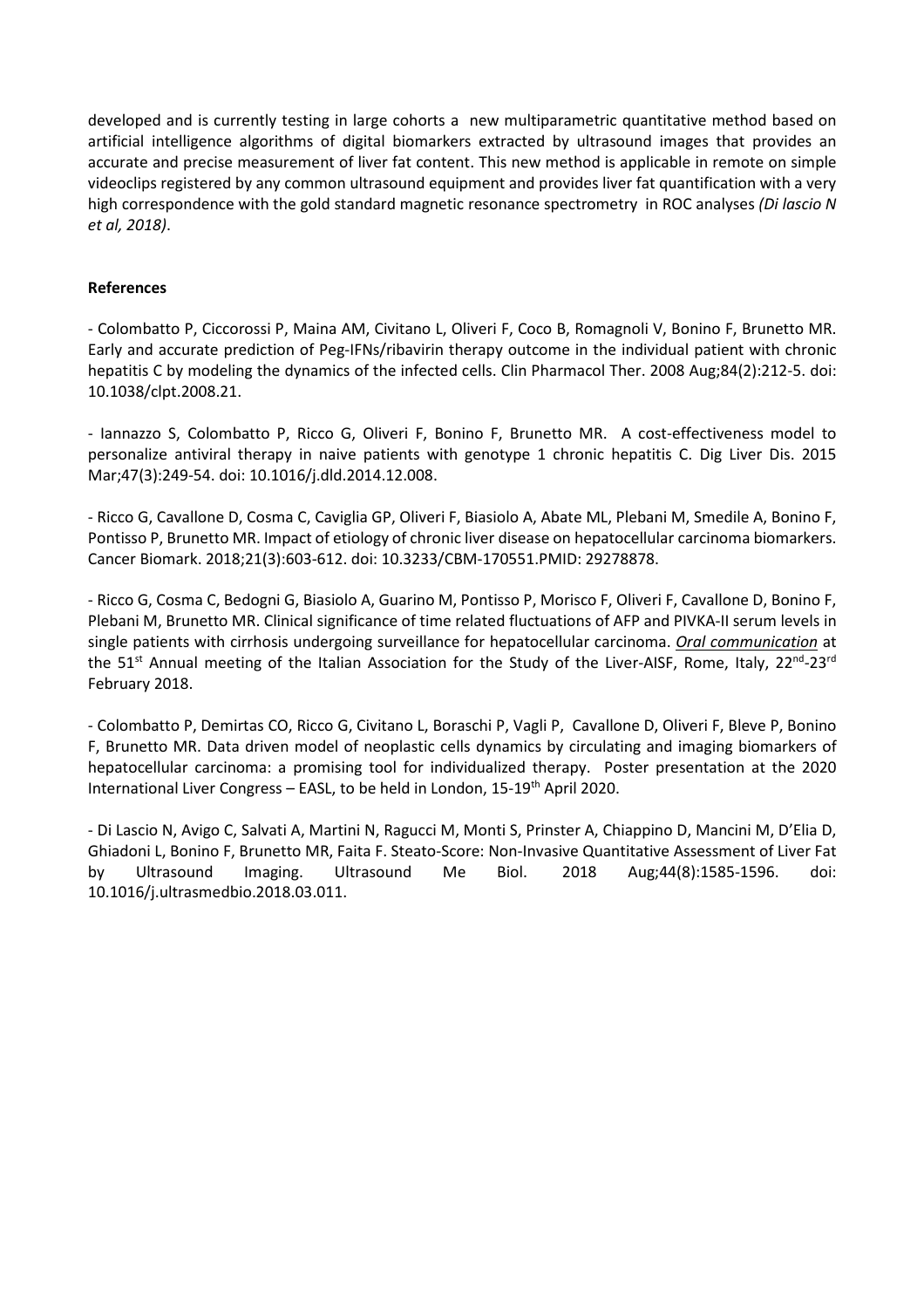developed and is currently testing in large cohorts a new multiparametric quantitative method based on artificial intelligence algorithms of digital biomarkers extracted by ultrasound images that provides an accurate and precise measurement of liver fat content. This new method is applicable in remote on simple videoclips registered by any common ultrasound equipment and provides liver fat quantification with a very high correspondence with the gold standard magnetic resonance spectrometry in ROC analyses *(Di lascio N et al, 2018)*.

**References**

- Colombatto P, Ciccorossi P, Maina AM, Civitano L, Oliveri F, Coco B, Romagnoli V, Bonino F, Brunetto MR. Early and accurate prediction of Peg-IFNs/ribavirin therapy outcome in the individual patient with chronic hepatitis C by modeling the dynamics of the infected cells. Clin Pharmacol Ther. 2008 Aug;84(2):212-5. doi: 10.1038/clpt.2008.21.

- Iannazzo S, Colombatto P, Ricco G, Oliveri F, Bonino F, Brunetto MR. A cost-effectiveness model to personalize antiviral therapy in naive patients with genotype 1 chronic hepatitis C. Dig Liver Dis. 2015 Mar;47(3):249-54. doi: 10.1016/j.dld.2014.12.008.

- Ricco G, Cavallone D, Cosma C, Caviglia GP, Oliveri F, Biasiolo A, Abate ML, Plebani M, Smedile A, Bonino F, Pontisso P, Brunetto MR. Impact of etiology of chronic liver disease on hepatocellular carcinoma biomarkers. Cancer Biomark. 2018;21(3):603-612. doi: 10.3233/CBM-170551.PMID: 29278878.

- Ricco G, Cosma C, Bedogni G, Biasiolo A, Guarino M, Pontisso P, Morisco F, Oliveri F, Cavallone D, Bonino F, Plebani M, Brunetto MR. Clinical significance of time related fluctuations of AFP and PIVKA-II serum levels in single patients with cirrhosis undergoing surveillance for hepatocellular carcinoma. ***Oral communication*** at the 51st Annual meeting of the Italian Association for the Study of the Liver-AISF, Rome, Italy, 22nd-23rd February 2018.

- Colombatto P, Demirtas CO, Ricco G, Civitano L, Boraschi P, Vagli P, Cavallone D, Oliveri F, Bleve P, Bonino F, Brunetto MR. Data driven model of neoplastic cells dynamics by circulating and imaging biomarkers of hepatocellular carcinoma: a promising tool for individualized therapy. Poster presentation at the 2020 International Liver Congress – EASL, to be held in London, 15-19th April 2020.

- Di Lascio N, Avigo C, Salvati A, Martini N, Ragucci M, Monti S, Prinster A, Chiappino D, Mancini M, D'Elia D, Ghiadoni L, Bonino F, Brunetto MR, Faita F. Steato-Score: Non-Invasive Quantitative Assessment of Liver Fat by Ultrasound Imaging. Ultrasound Me Biol. 2018 Aug;44(8):1585-1596. doi: 10.1016/j.ultrasmedbio.2018.03.011.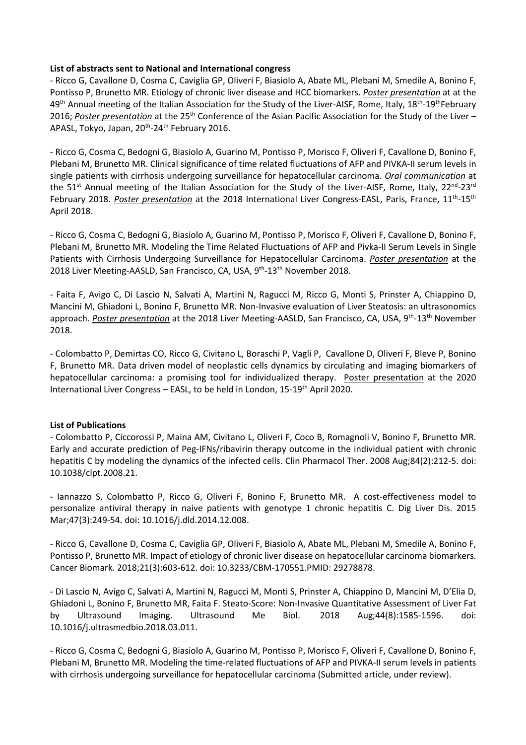**List of abstracts sent to National and International congress**

- Ricco G, Cavallone D, Cosma C, Caviglia GP, Oliveri F, Biasiolo A, Abate ML, Plebani M, Smedile A, Bonino F, Pontisso P, Brunetto MR. Etiology of chronic liver disease and HCC biomarkers. ***Poster presentation*** at at the 49th Annual meeting of the Italian Association for the Study of the Liver-AISF, Rome, Italy, 18th-19th February 2016; ***Poster presentation*** at the 25th Conference of the Asian Pacific Association for the Study of the Liver – APASL, Tokyo, Japan, 20th-24th February 2016.

- Ricco G, Cosma C, Bedogni G, Biasiolo A, Guarino M, Pontisso P, Morisco F, Oliveri F, Cavallone D, Bonino F, Plebani M, Brunetto MR. Clinical significance of time related fluctuations of AFP and PIVKA-II serum levels in single patients with cirrhosis undergoing surveillance for hepatocellular carcinoma. ***Oral communication*** at the 51st Annual meeting of the Italian Association for the Study of the Liver-AISF, Rome, Italy, 22nd-23rd February 2018. ***Poster presentation*** at the 2018 International Liver Congress-EASL, Paris, France, 11th-15th April 2018.

- Ricco G, Cosma C, Bedogni G, Biasiolo A, Guarino M, Pontisso P, Morisco F, Oliveri F, Cavallone D, Bonino F, Plebani M, Brunetto MR. Modeling the Time Related Fluctuations of AFP and Pivka-II Serum Levels in Single Patients with Cirrhosis Undergoing Surveillance for Hepatocellular Carcinoma. ***Poster presentation*** at the 2018 Liver Meeting-AASLD, San Francisco, CA, USA, 9th-13th November 2018.

- Faita F, Avigo C, Di Lascio N, Salvati A, Martini N, Ragucci M, Ricco G, Monti S, Prinster A, Chiappino D, Mancini M, Ghiadoni L, Bonino F, Brunetto MR. Non-Invasive evaluation of Liver Steatosis: an ultrasonomics approach. ***Poster presentation*** at the 2018 Liver Meeting-AASLD, San Francisco, CA, USA, 9th-13th November 2018.

- Colombatto P, Demirtas CO, Ricco G, Civitano L, Boraschi P, Vagli P, Cavallone D, Oliveri F, Bleve P, Bonino F, Brunetto MR. Data driven model of neoplastic cells dynamics by circulating and imaging biomarkers of hepatocellular carcinoma: a promising tool for individualized therapy. Poster presentation at the 2020 International Liver Congress – EASL, to be held in London, 15-19th April 2020.

**List of Publications**

- Colombatto P, Ciccorossi P, Maina AM, Civitano L, Oliveri F, Coco B, Romagnoli V, Bonino F, Brunetto MR. Early and accurate prediction of Peg-IFNs/ribavirin therapy outcome in the individual patient with chronic hepatitis C by modeling the dynamics of the infected cells. Clin Pharmacol Ther. 2008 Aug;84(2):212-5. doi: 10.1038/clpt.2008.21.

- Iannazzo S, Colombatto P, Ricco G, Oliveri F, Bonino F, Brunetto MR. A cost-effectiveness model to personalize antiviral therapy in naive patients with genotype 1 chronic hepatitis C. Dig Liver Dis. 2015 Mar;47(3):249-54. doi: 10.1016/j.dld.2014.12.008.

- Ricco G, Cavallone D, Cosma C, Caviglia GP, Oliveri F, Biasiolo A, Abate ML, Plebani M, Smedile A, Bonino F, Pontisso P, Brunetto MR. Impact of etiology of chronic liver disease on hepatocellular carcinoma biomarkers. Cancer Biomark. 2018;21(3):603-612. doi: 10.3233/CBM-170551.PMID: 29278878.

- Di Lascio N, Avigo C, Salvati A, Martini N, Ragucci M, Monti S, Prinster A, Chiappino D, Mancini M, D'Elia D, Ghiadoni L, Bonino F, Brunetto MR, Faita F. Steato-Score: Non-Invasive Quantitative Assessment of Liver Fat by Ultrasound Imaging. Ultrasound Me Biol. 2018 Aug;44(8):1585-1596. doi: 10.1016/j.ultrasmedbio.2018.03.011.

- Ricco G, Cosma C, Bedogni G, Biasiolo A, Guarino M, Pontisso P, Morisco F, Oliveri F, Cavallone D, Bonino F, Plebani M, Brunetto MR. Modeling the time-related fluctuations of AFP and PIVKA-II serum levels in patients with cirrhosis undergoing surveillance for hepatocellular carcinoma (Submitted article, under review).